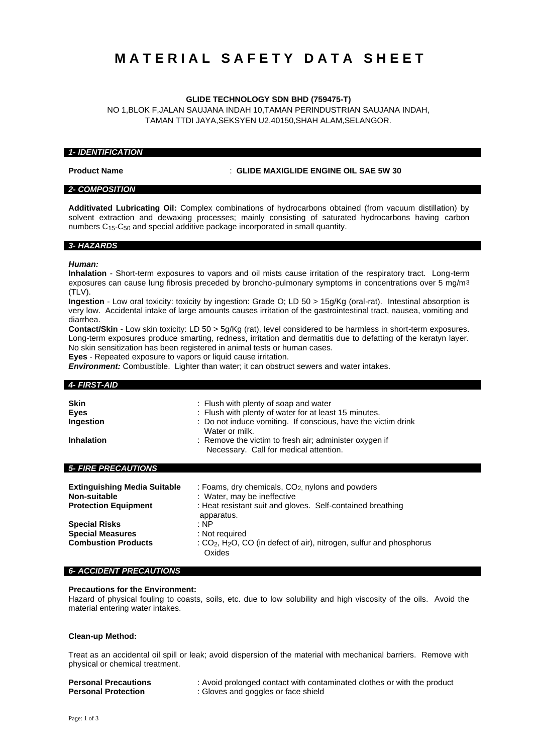# MATERIAL SAFETY DATA SHEET

**GLIDE TECHNOLOGY SDN BHD (759475-T)**

NO 1,BLOK F,JALAN SAUJANA INDAH 10,TAMAN PERINDUSTRIAN SAUJANA INDAH, TAMAN TTDI JAYA,SEKSYEN U2,40150,SHAH ALAM,SELANGOR.

## *1- IDENTIFICATION*

**Product Name** : **GLIDE MAXIGLIDE ENGINE OIL SAE 5W 30**

## *2- COMPOSITION*

**Additivated Lubricating Oil:** Complex combinations of hydrocarbons obtained (from vacuum distillation) by solvent extraction and dewaxing processes; mainly consisting of saturated hydrocarbons having carbon numbers $C_{15}$-$C_{50}$ and special additive package incorporated in small quantity.

## *3- HAZARDS*

***Human:***

**Inhalation** - Short-term exposures to vapors and oil mists cause irritation of the respiratory tract. Long-term exposures can cause lung fibrosis preceded by broncho-pulmonary symptoms in concentrations over 5 mg/m3 (TLV).

**Ingestion** - Low oral toxicity: toxicity by ingestion: Grade O; LD 50 > 15g/Kg (oral-rat). Intestinal absorption is very low. Accidental intake of large amounts causes irritation of the gastrointestinal tract, nausea, vomiting and diarrhea.

**Contact/Skin** - Low skin toxicity: LD 50 > 5g/Kg (rat), level considered to be harmless in short-term exposures. Long-term exposures produce smarting, redness, irritation and dermatitis due to defatting of the keratyn layer. No skin sensitization has been registered in animal tests or human cases.

**Eyes** - Repeated exposure to vapors or liquid cause irritation.

***Environment:*** Combustible. Lighter than water; it can obstruct sewers and water intakes.

## *4- FIRST-AID*

| | |
|---|---|
| **Skin** | : Flush with plenty of soap and water |
| **Eyes** | : Flush with plenty of water for at least 15 minutes. |
| **Ingestion** | : Do not induce vomiting. If conscious, have the victim drink Water or milk. |
| **Inhalation** | : Remove the victim to fresh air; administer oxygen if Necessary. Call for medical attention. |

## *5- FIRE PRECAUTIONS*

| | |
|---|---|
| **Extinguishing Media Suitable** | : Foams, dry chemicals, $CO_2$, nylons and powders |
| **Non-suitable** | : Water, may be ineffective |
| **Protection Equipment** | : Heat resistant suit and gloves. Self-contained breathing apparatus. |
| **Special Risks** | : NP |
| **Special Measures** | : Not required |
| **Combustion Products** | : $CO_2$, $H_2O$, CO (in defect of air), nitrogen, sulfur and phosphorus Oxides |

## *6- ACCIDENT PRECAUTIONS*

**Precautions for the Environment:**

Hazard of physical fouling to coasts, soils, etc. due to low solubility and high viscosity of the oils. Avoid the material entering water intakes.

**Clean-up Method:**

Treat as an accidental oil spill or leak; avoid dispersion of the material with mechanical barriers. Remove with physical or chemical treatment.

| | |
|---|---|
| **Personal Precautions** | : Avoid prolonged contact with contaminated clothes or with the product |
| **Personal Protection** | : Gloves and goggles or face shield |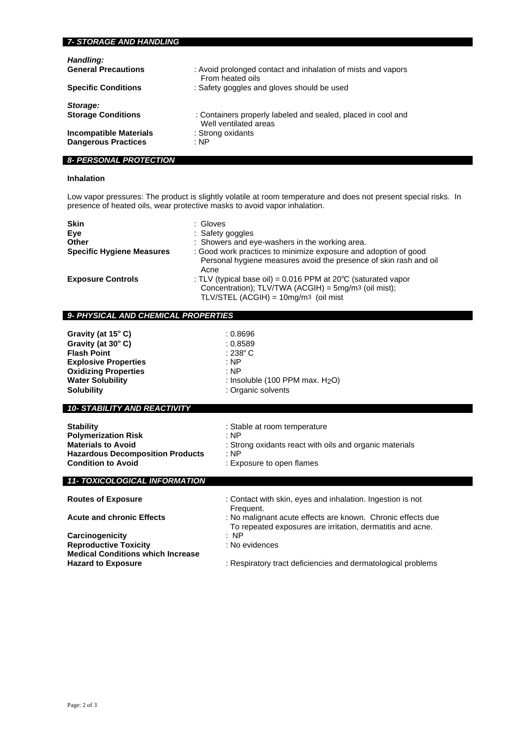## *7- STORAGE AND HANDLING*

***Handling:***

| | |
|---|---|
| **General Precautions** | : Avoid prolonged contact and inhalation of mists and vapors From heated oils |
| **Specific Conditions** | : Safety goggles and gloves should be used |

***Storage:***

| | |
|---|---|
| **Storage Conditions** | : Containers properly labeled and sealed, placed in cool and Well ventilated areas |
| **Incompatible Materials** | : Strong oxidants |
| **Dangerous Practices** | : NP |

## *8- PERSONAL PROTECTION*

**Inhalation**

Low vapor pressures: The product is slightly volatile at room temperature and does not present special risks. In presence of heated oils, wear protective masks to avoid vapor inhalation.

| | |
|---|---|
| **Skin** | : Gloves |
| **Eye** | : Safety goggles |
| **Other** | : Showers and eye-washers in the working area. |
| **Specific Hygiene Measures** | : Good work practices to minimize exposure and adoption of good Personal hygiene measures avoid the presence of skin rash and oil Acne |
| **Exposure Controls** | : TLV (typical base oil) = 0.016 PPM at 20ºC (saturated vapor Concentration); TLV/TWA (ACGIH) = 5mg/$m^3$ (oil mist); TLV/STEL (ACGIH) = 10mg/$m^3$ (oil mist |

## *9- PHYSICAL AND CHEMICAL PROPERTIES*

| | |
|---|---|
| **Gravity (at 15º C)** | : 0.8696 |
| **Gravity (at 30º C)** | : 0.8589 |
| **Flash Point** | : 238º C |
| **Explosive Properties** | : NP |
| **Oxidizing Properties** | : NP |
| **Water Solubility** | : Insoluble (100 PPM max. $H_2O$) |
| **Solubility** | : Organic solvents |

## *10- STABILITY AND REACTIVITY*

| | |
|---|---|
| **Stability** | : Stable at room temperature |
| **Polymerization Risk** | : NP |
| **Materials to Avoid** | : Strong oxidants react with oils and organic materials |
| **Hazardous Decomposition Products** | : NP |
| **Condition to Avoid** | : Exposure to open flames |

## *11- TOXICOLOGICAL INFORMATION*

| | |
|---|---|
| **Routes of Exposure** | : Contact with skin, eyes and inhalation. Ingestion is not Frequent. |
| **Acute and chronic Effects** | : No malignant acute effects are known. Chronic effects due To repeated exposures are irritation, dermatitis and acne. |
| **Carcinogenicity** | : NP |
| **Reproductive Toxicity** | : No evidences |
| **Medical Conditions which Increase Hazard to Exposure** | : Respiratory tract deficiencies and dermatological problems |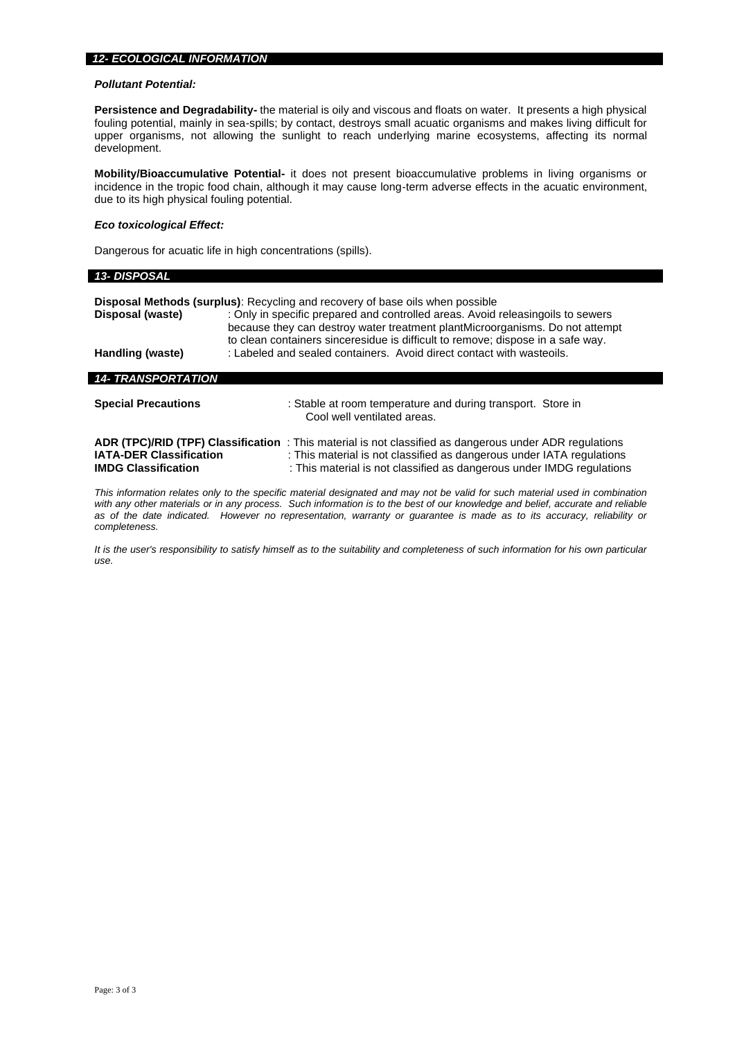## 12- ECOLOGICAL INFORMATION

***Pollutant Potential:***

**Persistence and Degradability-** the material is oily and viscous and floats on water. It presents a high physical fouling potential, mainly in sea-spills; by contact, destroys small acuatic organisms and makes living difficult for upper organisms, not allowing the sunlight to reach underlying marine ecosystems, affecting its normal development.

**Mobility/Bioaccumulative Potential-** it does not present bioaccumulative problems in living organisms or incidence in the tropic food chain, although it may cause long-term adverse effects in the acuatic environment, due to its high physical fouling potential.

***Eco toxicological Effect:***

Dangerous for acuatic life in high concentrations (spills).

## 13- DISPOSAL

**Disposal Methods (surplus)**: Recycling and recovery of base oils when possible

**Disposal (waste)** : Only in specific prepared and controlled areas. Avoid releasingoils to sewers because they can destroy water treatment plantMicroorganisms. Do not attempt to clean containers sinceresidue is difficult to remove; dispose in a safe way.

**Handling (waste)** : Labeled and sealed containers. Avoid direct contact with wasteoils.

## 14- TRANSPORTATION

**Special Precautions** : Stable at room temperature and during transport. Store in Cool well ventilated areas.

**ADR (TPC)/RID (TPF) Classification** : This material is not classified as dangerous under ADR regulations

**IATA-DER Classification** : This material is not classified as dangerous under IATA regulations

**IMDG Classification** : This material is not classified as dangerous under IMDG regulations

*This information relates only to the specific material designated and may not be valid for such material used in combination with any other materials or in any process. Such information is to the best of our knowledge and belief, accurate and reliable as of the date indicated. However no representation, warranty or guarantee is made as to its accuracy, reliability or completeness.*

*It is the user's responsibility to satisfy himself as to the suitability and completeness of such information for his own particular use.*